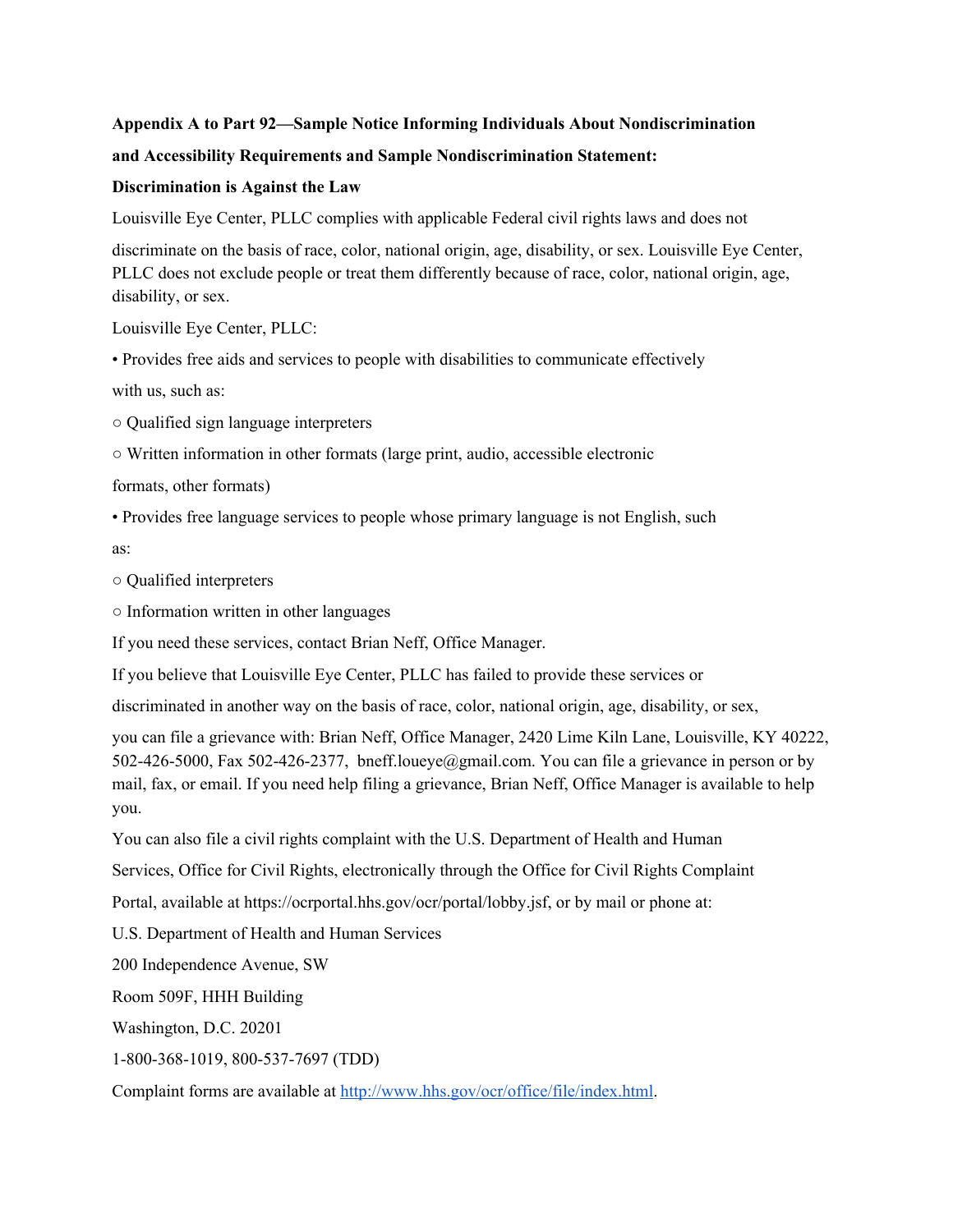**Appendix A to Part 92—Sample Notice Informing Individuals About Nondiscrimination and Accessibility Requirements and Sample Nondiscrimination Statement:**

**Discrimination is Against the Law**

Louisville Eye Center, PLLC complies with applicable Federal civil rights laws and does not discriminate on the basis of race, color, national origin, age, disability, or sex. Louisville Eye Center, PLLC does not exclude people or treat them differently because of race, color, national origin, age, disability, or sex.

Louisville Eye Center, PLLC:

- Provides free aids and services to people with disabilities to communicate effectively with us, such as:
  - Qualified sign language interpreters
  - Written information in other formats (large print, audio, accessible electronic formats, other formats)
- Provides free language services to people whose primary language is not English, such as:
  - Qualified interpreters
  - Information written in other languages

If you need these services, contact Brian Neff, Office Manager.

If you believe that Louisville Eye Center, PLLC has failed to provide these services or discriminated in another way on the basis of race, color, national origin, age, disability, or sex, you can file a grievance with: Brian Neff, Office Manager, 2420 Lime Kiln Lane, Louisville, KY 40222, 502-426-5000, Fax 502-426-2377, bneff.loueye@gmail.com. You can file a grievance in person or by mail, fax, or email. If you need help filing a grievance, Brian Neff, Office Manager is available to help you.

You can also file a civil rights complaint with the U.S. Department of Health and Human Services, Office for Civil Rights, electronically through the Office for Civil Rights Complaint Portal, available at https://ocrportal.hhs.gov/ocr/portal/lobby.jsf, or by mail or phone at:

U.S. Department of Health and Human Services

200 Independence Avenue, SW

Room 509F, HHH Building

Washington, D.C. 20201

1-800-368-1019, 800-537-7697 (TDD)

Complaint forms are available at http://www.hhs.gov/ocr/office/file/index.html.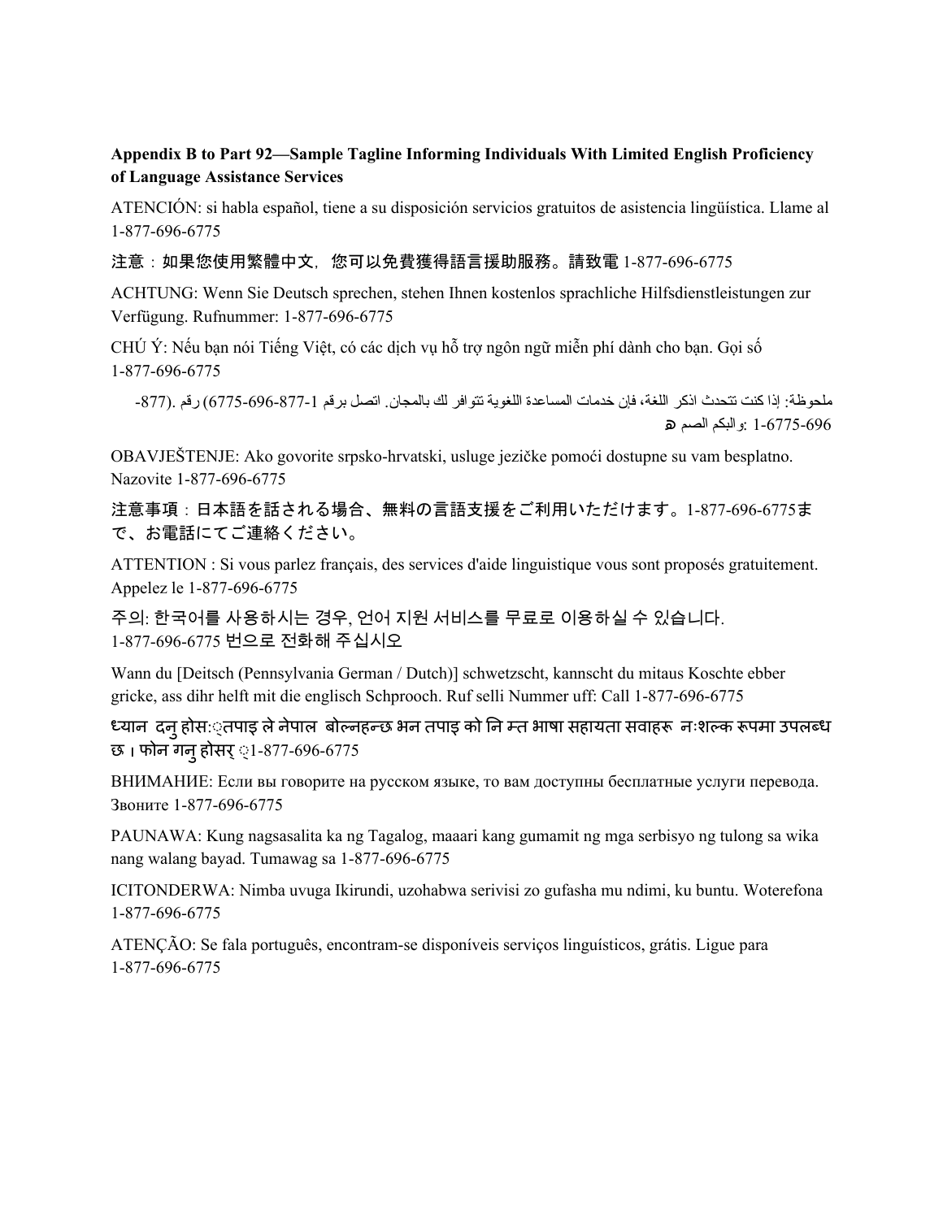**Appendix B to Part 92—Sample Tagline Informing Individuals With Limited English Proficiency of Language Assistance Services**

ATENCIÓN: si habla español, tiene a su disposición servicios gratuitos de asistencia lingüística. Llame al 1-877-696-6775

注意：如果您使用繁體中文，您可以免費獲得語言援助服務。請致電 1-877-696-6775

ACHTUNG: Wenn Sie Deutsch sprechen, stehen Ihnen kostenlos sprachliche Hilfsdienstleistungen zur Verfügung. Rufnummer: 1-877-696-6775

CHÚ Ý: Nếu bạn nói Tiếng Việt, có các dịch vụ hỗ trợ ngôn ngữ miễn phí dành cho bạn. Gọi số 1-877-696-6775

ملحوظة: إذا كنت تتحدث اذكر اللغة، فإن خدمات المساعدة اللغوية تتوافر لك بالمجان. اتصل برقم 1-877-696-6775) رقم .(877-696-6775-1 :والبكم الصم ﻫ

OBAVJEŠTENJE: Ako govorite srpsko-hrvatski, usluge jezičke pomoći dostupne su vam besplatno. Nazovite 1-877-696-6775

注意事項：日本語を話される場合、無料の言語支援をご利用いただけます。1-877-696-6775まで、お電話にてご連絡ください。

ATTENTION : Si vous parlez français, des services d'aide linguistique vous sont proposés gratuitement. Appelez le 1-877-696-6775

주의: 한국어를 사용하시는 경우, 언어 지원 서비스를 무료로 이용하실 수 있습니다. 1-877-696-6775 번으로 전화해 주십시오

Wann du [Deitsch (Pennsylvania German / Dutch)] schwetzscht, kannscht du mitaus Koschte ebber gricke, ass dihr helft mit die englisch Schprooch. Ruf selli Nummer uff: Call 1-877-696-6775

ध्यान दनु होसः्तपाइ ले नेपाल बोल्नहन्छ भन तपाइ को नि म्त भाषा सहायता सवाहरू नःशल्क रूपमा उपलब्ध छ । फोन गनु होसर् ्1-877-696-6775

ВНИМАНИЕ: Если вы говорите на русском языке, то вам доступны бесплатные услуги перевода. Звоните 1-877-696-6775

PAUNAWA: Kung nagsasalita ka ng Tagalog, maaari kang gumamit ng mga serbisyo ng tulong sa wika nang walang bayad. Tumawag sa 1-877-696-6775

ICITONDERWA: Nimba uvuga Ikirundi, uzohabwa serivisi zo gufasha mu ndimi, ku buntu. Woterefona 1-877-696-6775

ATENÇÃO: Se fala português, encontram-se disponíveis serviços linguísticos, grátis. Ligue para 1-877-696-6775